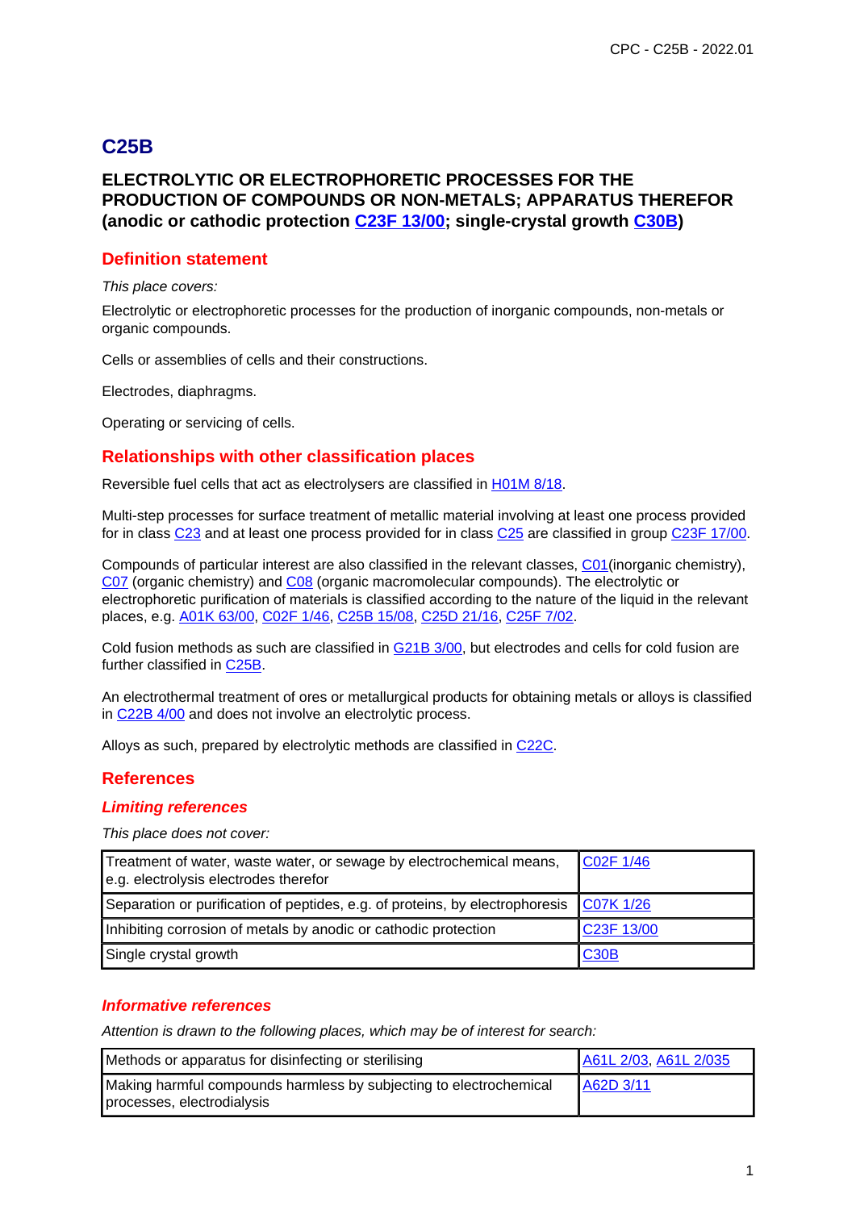# C25B

## ELECTROLYTIC OR ELECTROPHORETIC PROCESSES FOR THE PRODUCTION OF COMPOUNDS OR NON-METALS; APPARATUS THEREFOR (anodic or cathodic protection C23F 13/00; single-crystal growth C30B)

## Definition statement

*This place covers:*

Electrolytic or electrophoretic processes for the production of inorganic compounds, non-metals or organic compounds.

Cells or assemblies of cells and their constructions.

Electrodes, diaphragms.

Operating or servicing of cells.

## Relationships with other classification places

Reversible fuel cells that act as electrolysers are classified in H01M 8/18.

Multi-step processes for surface treatment of metallic material involving at least one process provided for in class C23 and at least one process provided for in class C25 are classified in group C23F 17/00.

Compounds of particular interest are also classified in the relevant classes, C01(inorganic chemistry), C07 (organic chemistry) and C08 (organic macromolecular compounds). The electrolytic or electrophoretic purification of materials is classified according to the nature of the liquid in the relevant places, e.g. A01K 63/00, C02F 1/46, C25B 15/08, C25D 21/16, C25F 7/02.

Cold fusion methods as such are classified in G21B 3/00, but electrodes and cells for cold fusion are further classified in C25B.

An electrothermal treatment of ores or metallurgical products for obtaining metals or alloys is classified in C22B 4/00 and does not involve an electrolytic process.

Alloys as such, prepared by electrolytic methods are classified in C22C.

## References

### *Limiting references*

*This place does not cover:*

| | |
|---|---|
| Treatment of water, waste water, or sewage by electrochemical means, e.g. electrolysis electrodes therefor | C02F 1/46 |
| Separation or purification of peptides, e.g. of proteins, by electrophoresis | C07K 1/26 |
| Inhibiting corrosion of metals by anodic or cathodic protection | C23F 13/00 |
| Single crystal growth | C30B |

### *Informative references*

*Attention is drawn to the following places, which may be of interest for search:*

| | |
|---|---|
| Methods or apparatus for disinfecting or sterilising | A61L 2/03, A61L 2/035 |
| Making harmful compounds harmless by subjecting to electrochemical processes, electrodialysis | A62D 3/11 |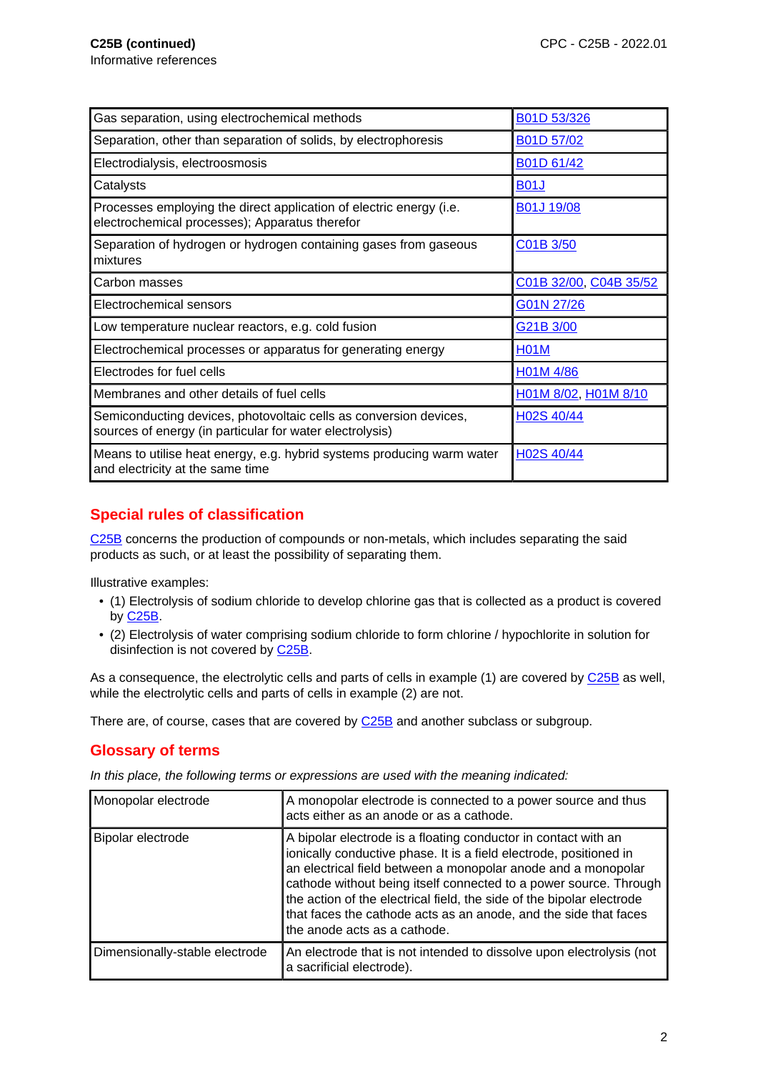C25B (continued)
Informative references

| | |
|---|---|
| Gas separation, using electrochemical methods | B01D 53/326 |
| Separation, other than separation of solids, by electrophoresis | B01D 57/02 |
| Electrodialysis, electroosmosis | B01D 61/42 |
| Catalysts | B01J |
| Processes employing the direct application of electric energy (i.e. electrochemical processes); Apparatus therefor | B01J 19/08 |
| Separation of hydrogen or hydrogen containing gases from gaseous mixtures | C01B 3/50 |
| Carbon masses | C01B 32/00, C04B 35/52 |
| Electrochemical sensors | G01N 27/26 |
| Low temperature nuclear reactors, e.g. cold fusion | G21B 3/00 |
| Electrochemical processes or apparatus for generating energy | H01M |
| Electrodes for fuel cells | H01M 4/86 |
| Membranes and other details of fuel cells | H01M 8/02, H01M 8/10 |
| Semiconducting devices, photovoltaic cells as conversion devices, sources of energy (in particular for water electrolysis) | H02S 40/44 |
| Means to utilise heat energy, e.g. hybrid systems producing warm water and electricity at the same time | H02S 40/44 |

## Special rules of classification

C25B concerns the production of compounds or non-metals, which includes separating the said products as such, or at least the possibility of separating them.

Illustrative examples:

- (1) Electrolysis of sodium chloride to develop chlorine gas that is collected as a product is covered by C25B.
- (2) Electrolysis of water comprising sodium chloride to form chlorine / hypochlorite in solution for disinfection is not covered by C25B.

As a consequence, the electrolytic cells and parts of cells in example (1) are covered by C25B as well, while the electrolytic cells and parts of cells in example (2) are not.

There are, of course, cases that are covered by C25B and another subclass or subgroup.

## Glossary of terms

*In this place, the following terms or expressions are used with the meaning indicated:*

| | |
|---|---|
| Monopolar electrode | A monopolar electrode is connected to a power source and thus acts either as an anode or as a cathode. |
| Bipolar electrode | A bipolar electrode is a floating conductor in contact with an ionically conductive phase. It is a field electrode, positioned in an electrical field between a monopolar anode and a monopolar cathode without being itself connected to a power source. Through the action of the electrical field, the side of the bipolar electrode that faces the cathode acts as an anode, and the side that faces the anode acts as a cathode. |
| Dimensionally-stable electrode | An electrode that is not intended to dissolve upon electrolysis (not a sacrificial electrode). |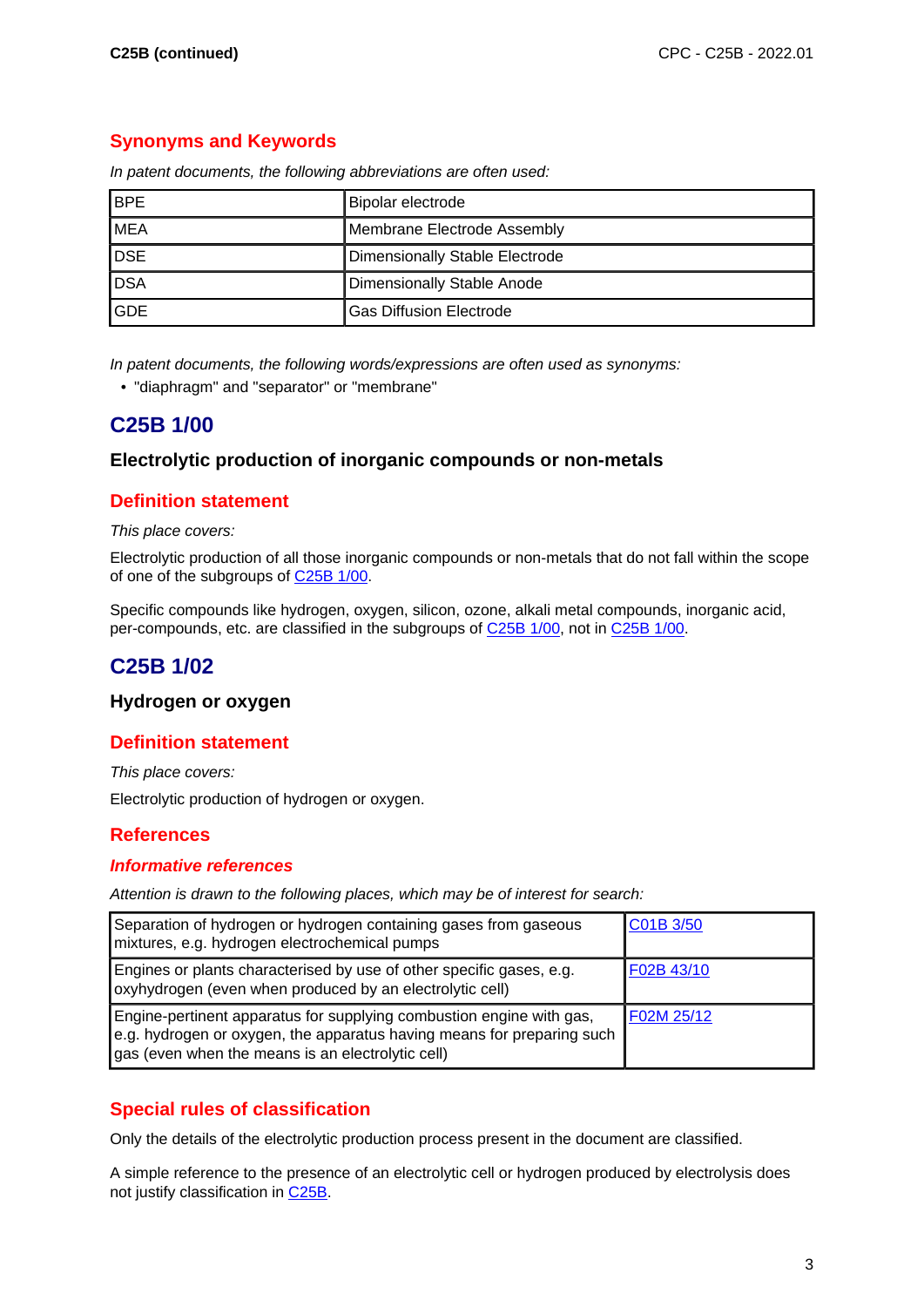## Synonyms and Keywords

*In patent documents, the following abbreviations are often used:*

| | |
|---|---|
| BPE | Bipolar electrode |
| MEA | Membrane Electrode Assembly |
| DSE | Dimensionally Stable Electrode |
| DSA | Dimensionally Stable Anode |
| GDE | Gas Diffusion Electrode |

*In patent documents, the following words/expressions are often used as synonyms:*

- "diaphragm" and "separator" or "membrane"

# C25B 1/00

### Electrolytic production of inorganic compounds or non-metals

## Definition statement

*This place covers:*

Electrolytic production of all those inorganic compounds or non-metals that do not fall within the scope of one of the subgroups of C25B 1/00.

Specific compounds like hydrogen, oxygen, silicon, ozone, alkali metal compounds, inorganic acid, per-compounds, etc. are classified in the subgroups of C25B 1/00, not in C25B 1/00.

# C25B 1/02

### Hydrogen or oxygen

## Definition statement

*This place covers:*

Electrolytic production of hydrogen or oxygen.

## References

### *Informative references*

*Attention is drawn to the following places, which may be of interest for search:*

| | |
|---|---|
| Separation of hydrogen or hydrogen containing gases from gaseous mixtures, e.g. hydrogen electrochemical pumps | C01B 3/50 |
| Engines or plants characterised by use of other specific gases, e.g. oxyhydrogen (even when produced by an electrolytic cell) | F02B 43/10 |
| Engine-pertinent apparatus for supplying combustion engine with gas, e.g. hydrogen or oxygen, the apparatus having means for preparing such gas (even when the means is an electrolytic cell) | F02M 25/12 |

## Special rules of classification

Only the details of the electrolytic production process present in the document are classified.

A simple reference to the presence of an electrolytic cell or hydrogen produced by electrolysis does not justify classification in C25B.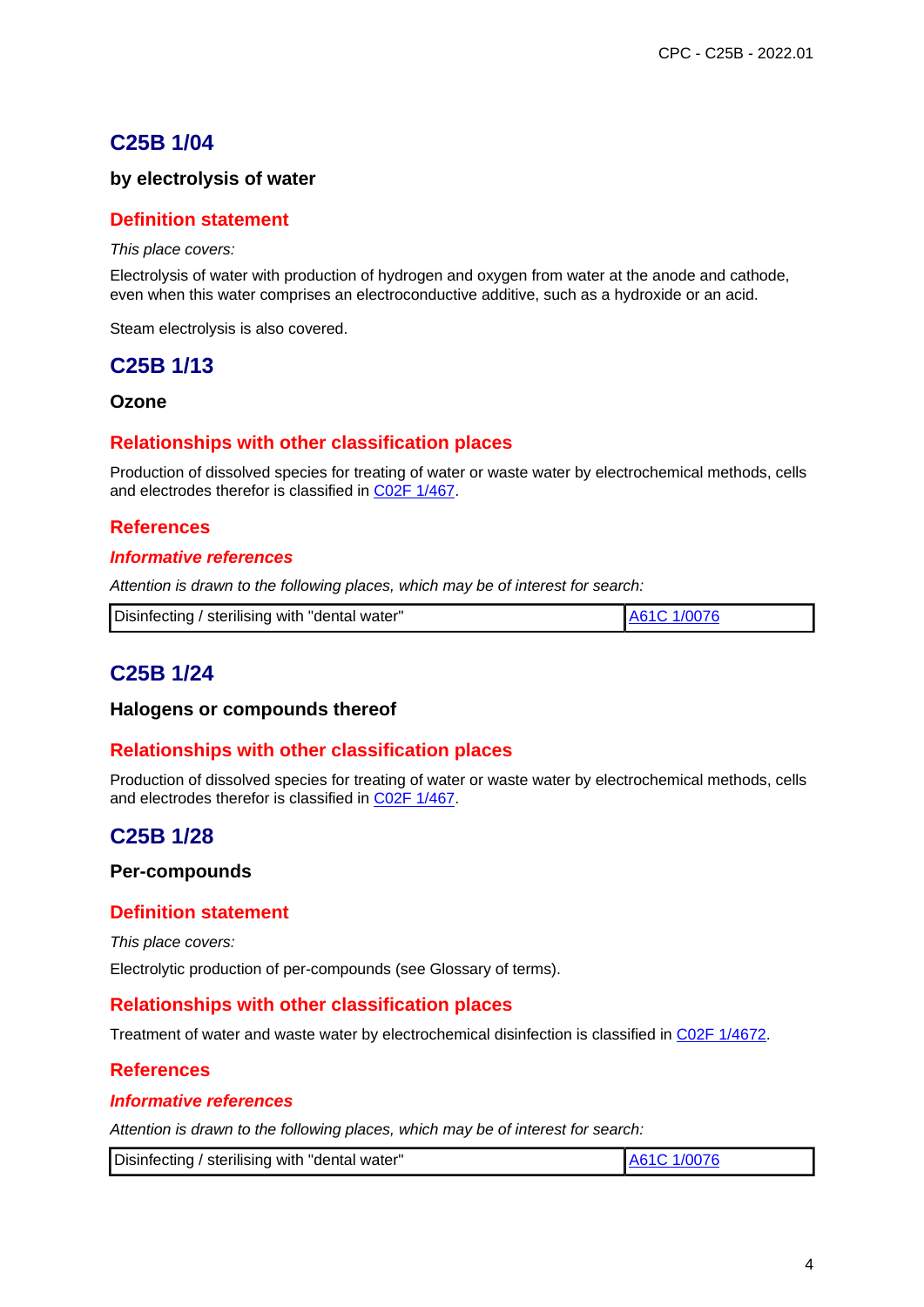## C25B 1/04

### by electrolysis of water

### Definition statement

*This place covers:*

Electrolysis of water with production of hydrogen and oxygen from water at the anode and cathode, even when this water comprises an electroconductive additive, such as a hydroxide or an acid.

Steam electrolysis is also covered.

## C25B 1/13

### Ozone

### Relationships with other classification places

Production of dissolved species for treating of water or waste water by electrochemical methods, cells and electrodes therefor is classified in C02F 1/467.

### References

#### *Informative references*

*Attention is drawn to the following places, which may be of interest for search:*

| | |
|---|---|
| Disinfecting / sterilising with "dental water" | A61C 1/0076 |

## C25B 1/24

### Halogens or compounds thereof

### Relationships with other classification places

Production of dissolved species for treating of water or waste water by electrochemical methods, cells and electrodes therefor is classified in C02F 1/467.

## C25B 1/28

### Per-compounds

### Definition statement

*This place covers:*

Electrolytic production of per-compounds (see Glossary of terms).

### Relationships with other classification places

Treatment of water and waste water by electrochemical disinfection is classified in C02F 1/4672.

### References

#### *Informative references*

*Attention is drawn to the following places, which may be of interest for search:*

| | |
|---|---|
| Disinfecting / sterilising with "dental water" | A61C 1/0076 |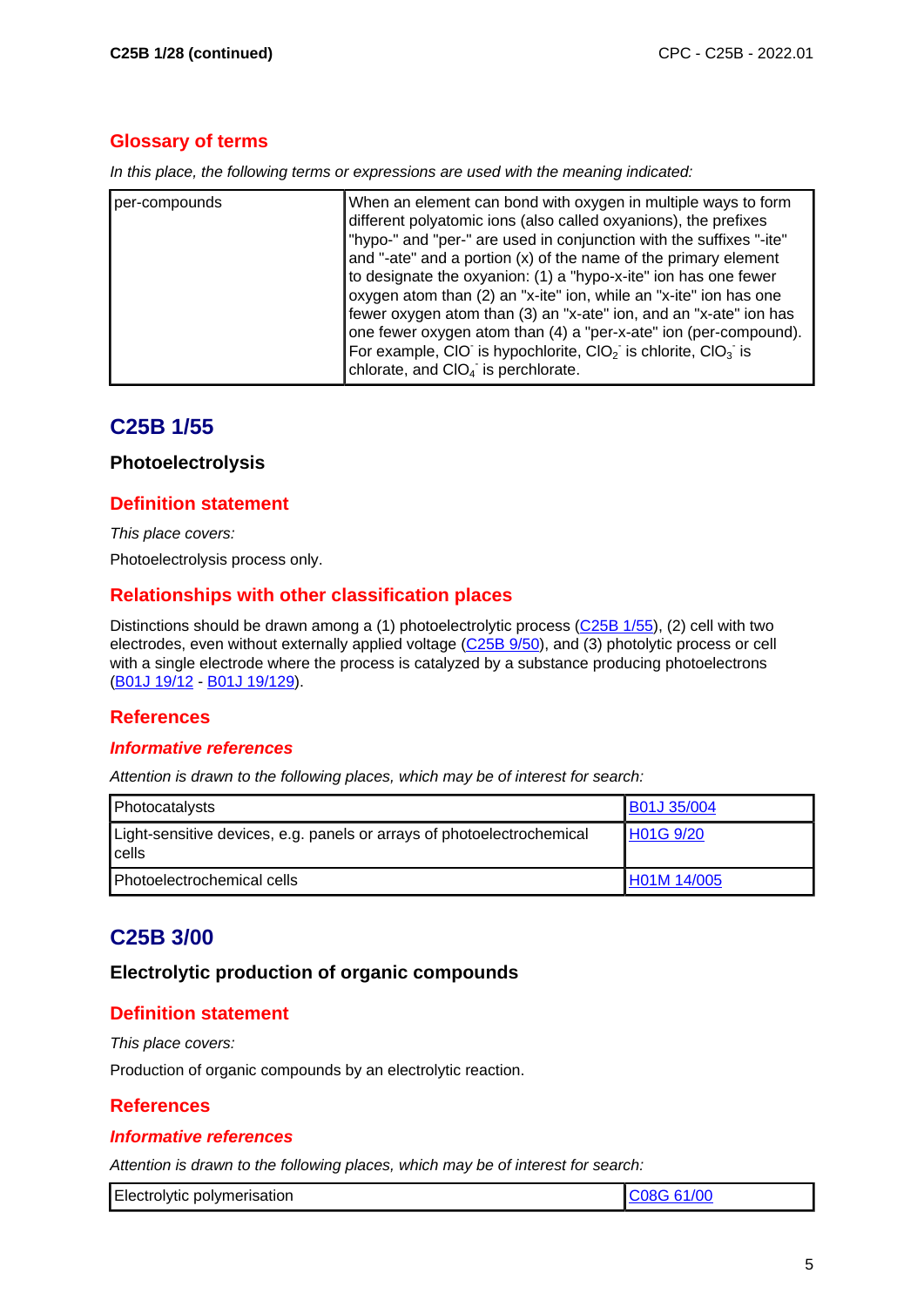## Glossary of terms

*In this place, the following terms or expressions are used with the meaning indicated:*

| | |
|---|---|
| per-compounds | When an element can bond with oxygen in multiple ways to form different polyatomic ions (also called oxyanions), the prefixes "hypo-" and "per-" are used in conjunction with the suffixes "-ite" and "-ate" and a portion (x) of the name of the primary element to designate the oxyanion: (1) a "hypo-x-ite" ion has one fewer oxygen atom than (2) an "x-ite" ion, while an "x-ite" ion has one fewer oxygen atom than (3) an "x-ate" ion, and an "x-ate" ion has one fewer oxygen atom than (4) a "per-x-ate" ion (per-compound). For example, $ClO^-$ is hypochlorite, $ClO_2^-$ is chlorite, $ClO_3^-$ is chlorate, and $ClO_4^-$ is perchlorate. |

# C25B 1/55

### Photoelectrolysis

## Definition statement

*This place covers:*

Photoelectrolysis process only.

## Relationships with other classification places

Distinctions should be drawn among a (1) photoelectrolytic process (C25B 1/55), (2) cell with two electrodes, even without externally applied voltage (C25B 9/50), and (3) photolytic process or cell with a single electrode where the process is catalyzed by a substance producing photoelectrons (B01J 19/12 - B01J 19/129).

## References

### *Informative references*

*Attention is drawn to the following places, which may be of interest for search:*

| | |
|---|---|
| Photocatalysts | B01J 35/004 |
| Light-sensitive devices, e.g. panels or arrays of photoelectrochemical cells | H01G 9/20 |
| Photoelectrochemical cells | H01M 14/005 |

# C25B 3/00

### Electrolytic production of organic compounds

## Definition statement

*This place covers:*

Production of organic compounds by an electrolytic reaction.

## References

### *Informative references*

*Attention is drawn to the following places, which may be of interest for search:*

| | |
|---|---|
| Electrolytic polymerisation | C08G 61/00 |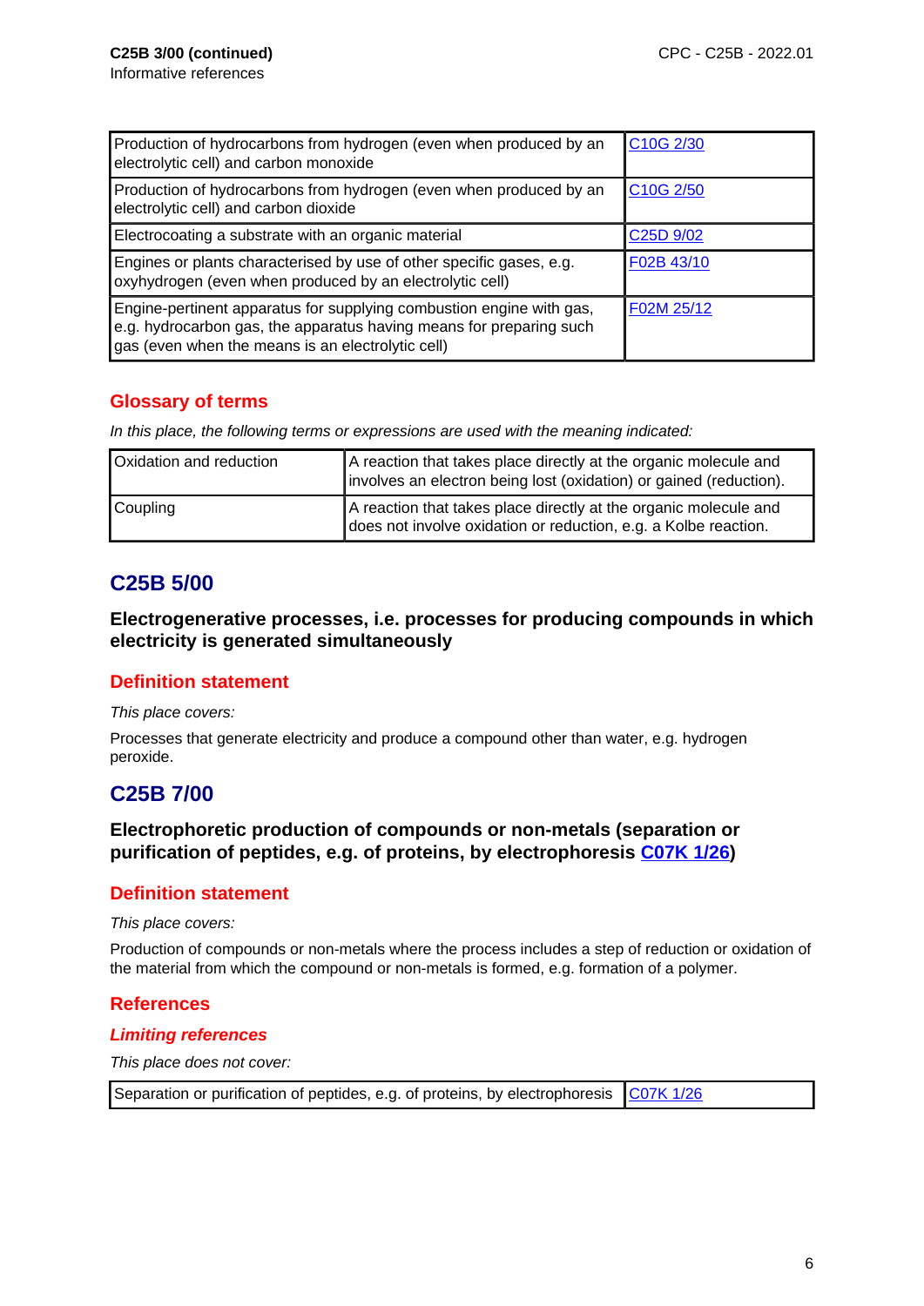**C25B 3/00 (continued)**
Informative references

| | |
|---|---|
| Production of hydrocarbons from hydrogen (even when produced by an electrolytic cell) and carbon monoxide | C10G 2/30 |
| Production of hydrocarbons from hydrogen (even when produced by an electrolytic cell) and carbon dioxide | C10G 2/50 |
| Electrocoating a substrate with an organic material | C25D 9/02 |
| Engines or plants characterised by use of other specific gases, e.g. oxyhydrogen (even when produced by an electrolytic cell) | F02B 43/10 |
| Engine-pertinent apparatus for supplying combustion engine with gas, e.g. hydrocarbon gas, the apparatus having means for preparing such gas (even when the means is an electrolytic cell) | F02M 25/12 |

## Glossary of terms

*In this place, the following terms or expressions are used with the meaning indicated:*

| | |
|---|---|
| Oxidation and reduction | A reaction that takes place directly at the organic molecule and involves an electron being lost (oxidation) or gained (reduction). |
| Coupling | A reaction that takes place directly at the organic molecule and does not involve oxidation or reduction, e.g. a Kolbe reaction. |

# C25B 5/00

**Electrogenerative processes, i.e. processes for producing compounds in which electricity is generated simultaneously**

## Definition statement

*This place covers:*

Processes that generate electricity and produce a compound other than water, e.g. hydrogen peroxide.

# C25B 7/00

**Electrophoretic production of compounds or non-metals (separation or purification of peptides, e.g. of proteins, by electrophoresis C07K 1/26)**

## Definition statement

*This place covers:*

Production of compounds or non-metals where the process includes a step of reduction or oxidation of the material from which the compound or non-metals is formed, e.g. formation of a polymer.

## References

### *Limiting references*

*This place does not cover:*

| | |
|---|---|
| Separation or purification of peptides, e.g. of proteins, by electrophoresis | C07K 1/26 |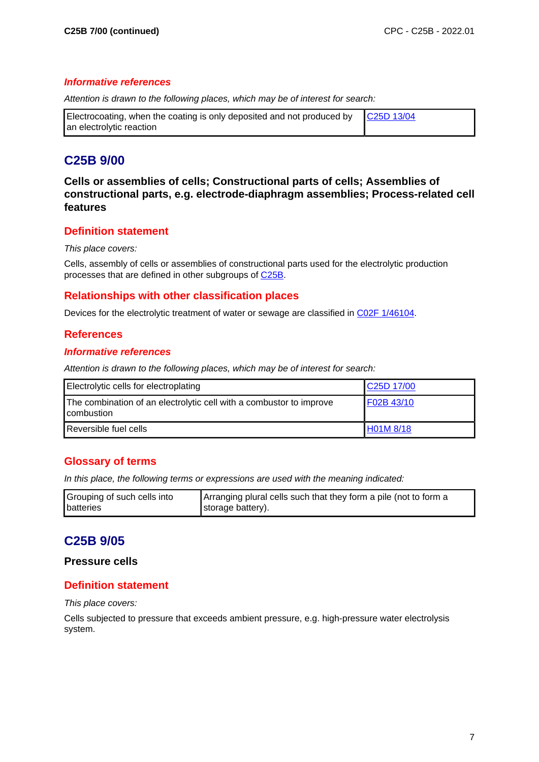**C25B 7/00 (continued)**

### *Informative references*

*Attention is drawn to the following places, which may be of interest for search:*

| | |
|---|---|
| Electrocoating, when the coating is only deposited and not produced by an electrolytic reaction | C25D 13/04 |

## C25B 9/00

**Cells or assemblies of cells; Constructional parts of cells; Assemblies of constructional parts, e.g. electrode-diaphragm assemblies; Process-related cell features**

### Definition statement

*This place covers:*

Cells, assembly of cells or assemblies of constructional parts used for the electrolytic production processes that are defined in other subgroups of C25B.

### Relationships with other classification places

Devices for the electrolytic treatment of water or sewage are classified in C02F 1/46104.

### References

### *Informative references*

*Attention is drawn to the following places, which may be of interest for search:*

| | |
|---|---|
| Electrolytic cells for electroplating | C25D 17/00 |
| The combination of an electrolytic cell with a combustor to improve combustion | F02B 43/10 |
| Reversible fuel cells | H01M 8/18 |

### Glossary of terms

*In this place, the following terms or expressions are used with the meaning indicated:*

| | |
|---|---|
| Grouping of such cells into batteries | Arranging plural cells such that they form a pile (not to form a storage battery). |

## C25B 9/05

**Pressure cells**

### Definition statement

*This place covers:*

Cells subjected to pressure that exceeds ambient pressure, e.g. high-pressure water electrolysis system.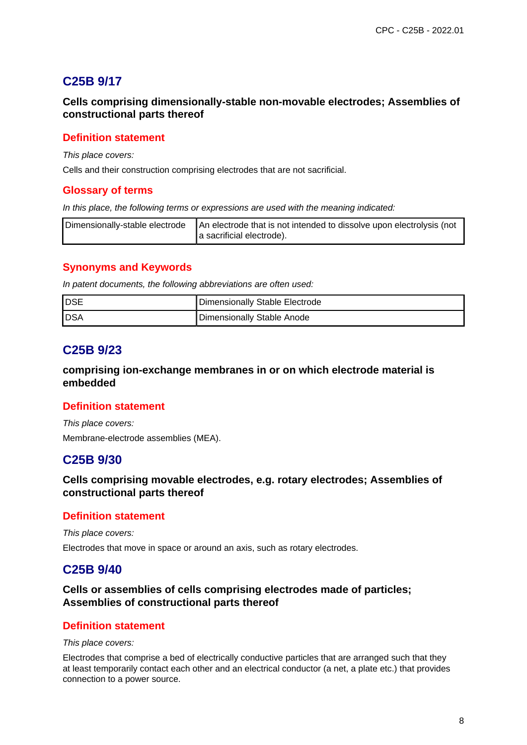## C25B 9/17

### Cells comprising dimensionally-stable non-movable electrodes; Assemblies of constructional parts thereof

#### Definition statement

*This place covers:*

Cells and their construction comprising electrodes that are not sacrificial.

#### Glossary of terms

*In this place, the following terms or expressions are used with the meaning indicated:*

| | |
|---|---|
| Dimensionally-stable electrode | An electrode that is not intended to dissolve upon electrolysis (not a sacrificial electrode). |

#### Synonyms and Keywords

*In patent documents, the following abbreviations are often used:*

| | |
|---|---|
| DSE | Dimensionally Stable Electrode |
| DSA | Dimensionally Stable Anode |

## C25B 9/23

### comprising ion-exchange membranes in or on which electrode material is embedded

#### Definition statement

*This place covers:*

Membrane-electrode assemblies (MEA).

## C25B 9/30

### Cells comprising movable electrodes, e.g. rotary electrodes; Assemblies of constructional parts thereof

#### Definition statement

*This place covers:*

Electrodes that move in space or around an axis, such as rotary electrodes.

## C25B 9/40

### Cells or assemblies of cells comprising electrodes made of particles; Assemblies of constructional parts thereof

#### Definition statement

*This place covers:*

Electrodes that comprise a bed of electrically conductive particles that are arranged such that they at least temporarily contact each other and an electrical conductor (a net, a plate etc.) that provides connection to a power source.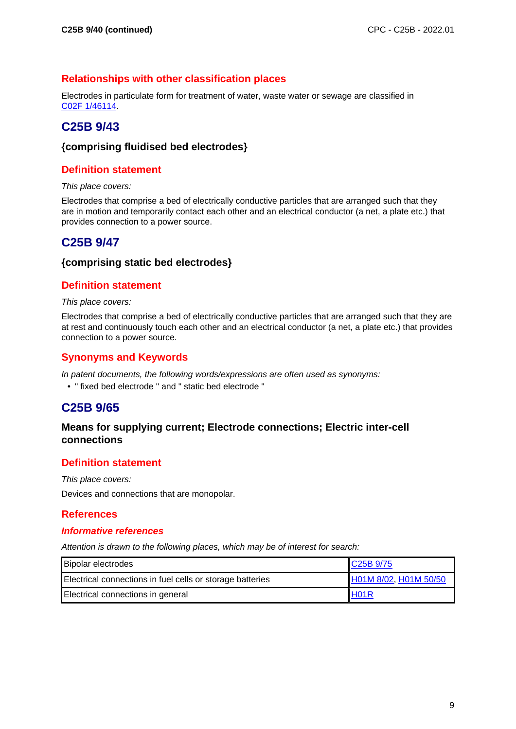## Relationships with other classification places

Electrodes in particulate form for treatment of water, waste water or sewage are classified in C02F 1/46114.

# C25B 9/43

### {comprising fluidised bed electrodes}

## Definition statement

*This place covers:*

Electrodes that comprise a bed of electrically conductive particles that are arranged such that they are in motion and temporarily contact each other and an electrical conductor (a net, a plate etc.) that provides connection to a power source.

# C25B 9/47

### {comprising static bed electrodes}

## Definition statement

*This place covers:*

Electrodes that comprise a bed of electrically conductive particles that are arranged such that they are at rest and continuously touch each other and an electrical conductor (a net, a plate etc.) that provides connection to a power source.

## Synonyms and Keywords

*In patent documents, the following words/expressions are often used as synonyms:*

- " fixed bed electrode " and " static bed electrode "

# C25B 9/65

### Means for supplying current; Electrode connections; Electric inter-cell connections

## Definition statement

*This place covers:*

Devices and connections that are monopolar.

## References

### *Informative references*

*Attention is drawn to the following places, which may be of interest for search:*

| | |
|---|---|
| Bipolar electrodes | C25B 9/75 |
| Electrical connections in fuel cells or storage batteries | H01M 8/02, H01M 50/50 |
| Electrical connections in general | H01R |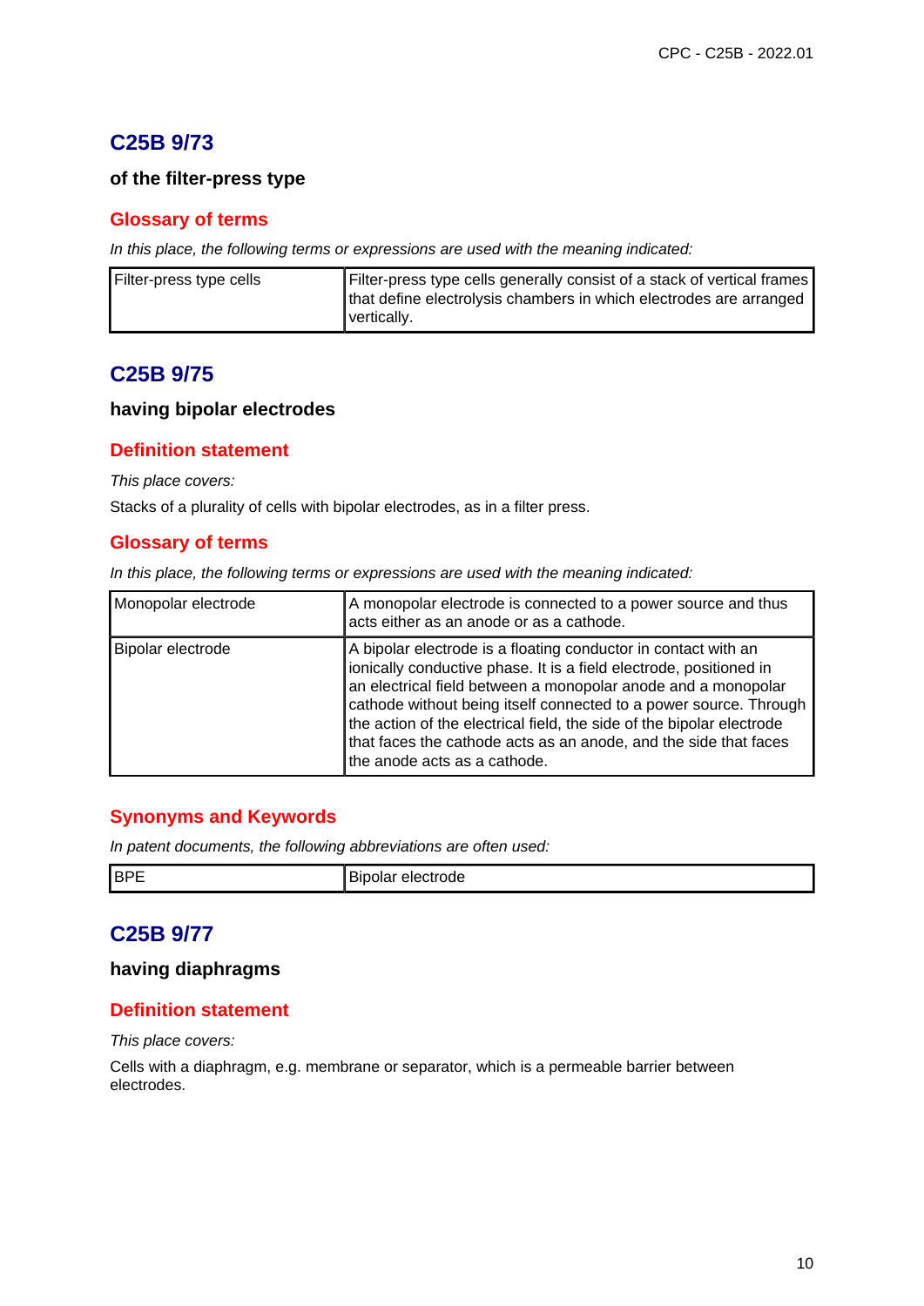## C25B 9/73

**of the filter-press type**

### Glossary of terms

*In this place, the following terms or expressions are used with the meaning indicated:*

| | |
|---|---|
| Filter-press type cells | Filter-press type cells generally consist of a stack of vertical frames that define electrolysis chambers in which electrodes are arranged vertically. |

## C25B 9/75

**having bipolar electrodes**

### Definition statement

*This place covers:*

Stacks of a plurality of cells with bipolar electrodes, as in a filter press.

### Glossary of terms

*In this place, the following terms or expressions are used with the meaning indicated:*

| | |
|---|---|
| Monopolar electrode | A monopolar electrode is connected to a power source and thus acts either as an anode or as a cathode. |
| Bipolar electrode | A bipolar electrode is a floating conductor in contact with an ionically conductive phase. It is a field electrode, positioned in an electrical field between a monopolar anode and a monopolar cathode without being itself connected to a power source. Through the action of the electrical field, the side of the bipolar electrode that faces the cathode acts as an anode, and the side that faces the anode acts as a cathode. |

### Synonyms and Keywords

*In patent documents, the following abbreviations are often used:*

| | |
|---|---|
| BPE | Bipolar electrode |

## C25B 9/77

**having diaphragms**

### Definition statement

*This place covers:*

Cells with a diaphragm, e.g. membrane or separator, which is a permeable barrier between electrodes.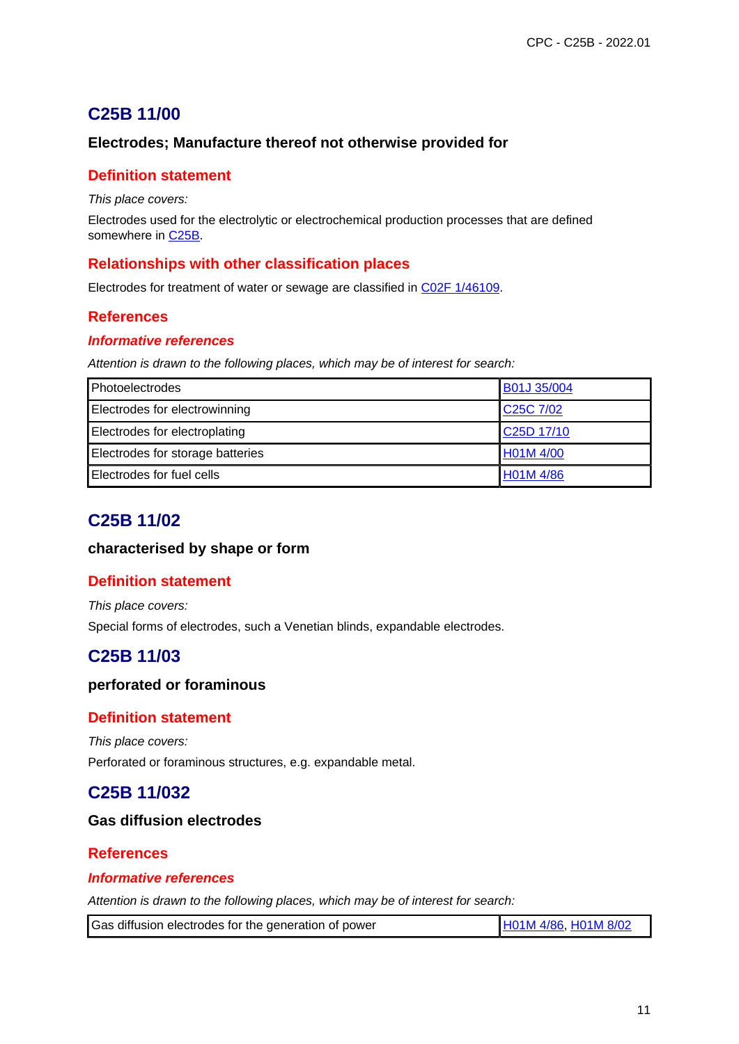## C25B 11/00

### Electrodes; Manufacture thereof not otherwise provided for

#### Definition statement

*This place covers:*

Electrodes used for the electrolytic or electrochemical production processes that are defined somewhere in C25B.

#### Relationships with other classification places

Electrodes for treatment of water or sewage are classified in C02F 1/46109.

#### References

##### *Informative references*

*Attention is drawn to the following places, which may be of interest for search:*

| | |
|---|---|
| Photoelectrodes | B01J 35/004 |
| Electrodes for electrowinning | C25C 7/02 |
| Electrodes for electroplating | C25D 17/10 |
| Electrodes for storage batteries | H01M 4/00 |
| Electrodes for fuel cells | H01M 4/86 |

## C25B 11/02

### characterised by shape or form

#### Definition statement

*This place covers:*

Special forms of electrodes, such a Venetian blinds, expandable electrodes.

## C25B 11/03

### perforated or foraminous

#### Definition statement

*This place covers:*

Perforated or foraminous structures, e.g. expandable metal.

## C25B 11/032

### Gas diffusion electrodes

#### References

##### *Informative references*

*Attention is drawn to the following places, which may be of interest for search:*

| | |
|---|---|
| Gas diffusion electrodes for the generation of power | H01M 4/86, H01M 8/02 |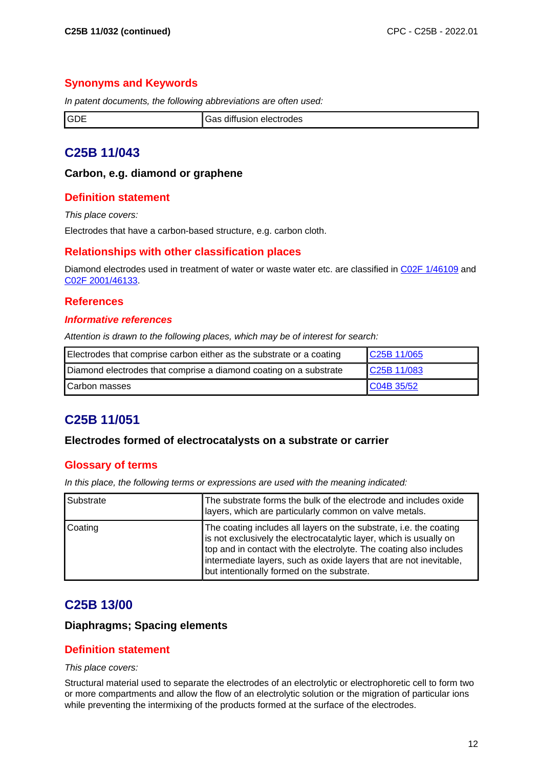## Synonyms and Keywords

*In patent documents, the following abbreviations are often used:*

| GDE | Gas diffusion electrodes |
|---|---|

# C25B 11/043

### Carbon, e.g. diamond or graphene

## Definition statement

*This place covers:*

Electrodes that have a carbon-based structure, e.g. carbon cloth.

## Relationships with other classification places

Diamond electrodes used in treatment of water or waste water etc. are classified in C02F 1/46109 and C02F 2001/46133.

## References

### *Informative references*

*Attention is drawn to the following places, which may be of interest for search:*

| Electrodes that comprise carbon either as the substrate or a coating | C25B 11/065 |
|---|---|
| Diamond electrodes that comprise a diamond coating on a substrate | C25B 11/083 |
| Carbon masses | C04B 35/52 |

# C25B 11/051

### Electrodes formed of electrocatalysts on a substrate or carrier

## Glossary of terms

*In this place, the following terms or expressions are used with the meaning indicated:*

| Substrate | The substrate forms the bulk of the electrode and includes oxide layers, which are particularly common on valve metals. |
|---|---|
| Coating | The coating includes all layers on the substrate, i.e. the coating is not exclusively the electrocatalytic layer, which is usually on top and in contact with the electrolyte. The coating also includes intermediate layers, such as oxide layers that are not inevitable, but intentionally formed on the substrate. |

# C25B 13/00

### Diaphragms; Spacing elements

## Definition statement

*This place covers:*

Structural material used to separate the electrodes of an electrolytic or electrophoretic cell to form two or more compartments and allow the flow of an electrolytic solution or the migration of particular ions while preventing the intermixing of the products formed at the surface of the electrodes.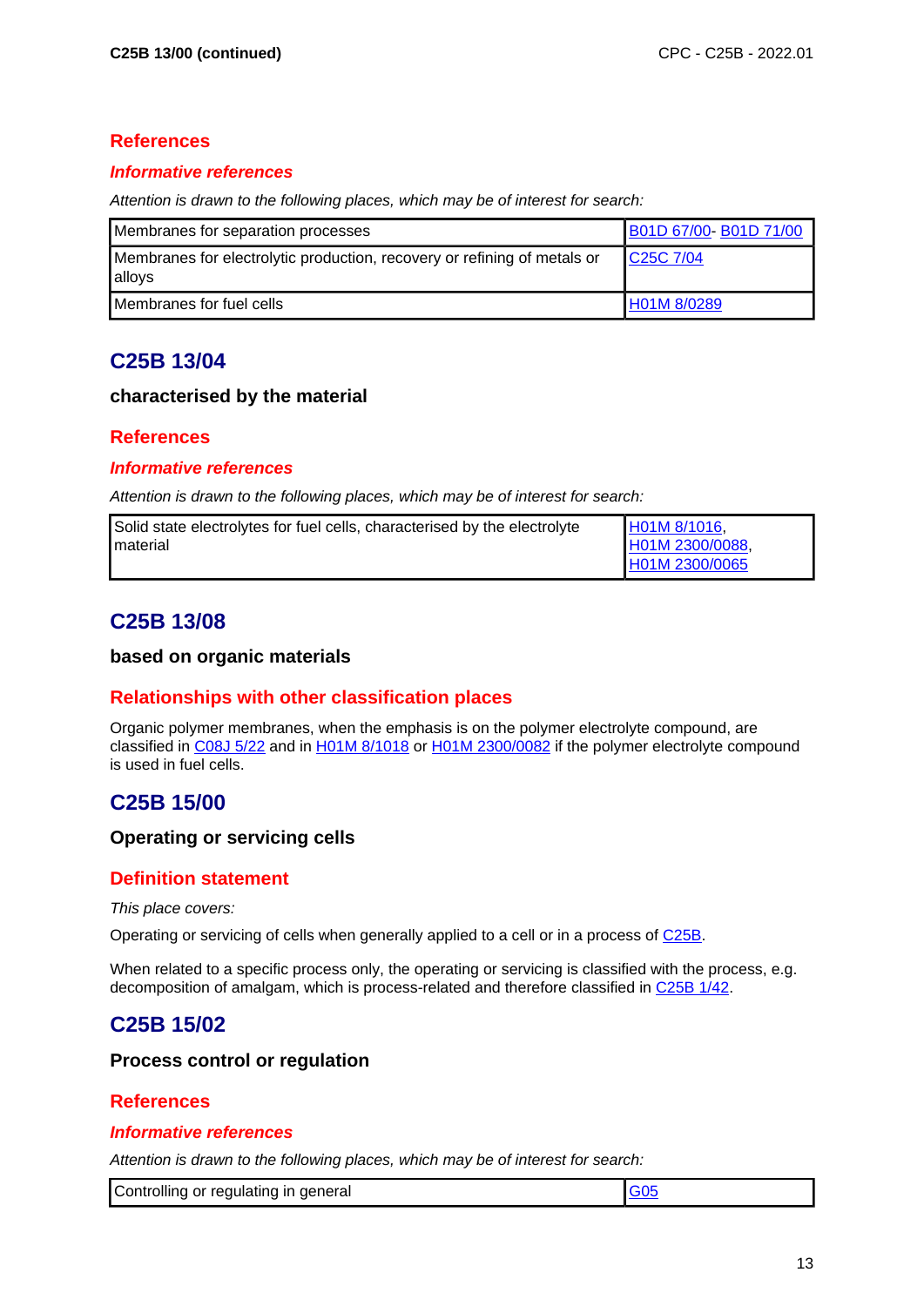**C25B 13/00 (continued)**

### References

#### *Informative references*

*Attention is drawn to the following places, which may be of interest for search:*

| Membranes for separation processes | B01D 67/00- B01D 71/00 |
|---|---|
| Membranes for electrolytic production, recovery or refining of metals or alloys | C25C 7/04 |
| Membranes for fuel cells | H01M 8/0289 |

## C25B 13/04

### characterised by the material

### References

#### *Informative references*

*Attention is drawn to the following places, which may be of interest for search:*

| Solid state electrolytes for fuel cells, characterised by the electrolyte material | H01M 8/1016, H01M 2300/0088, H01M 2300/0065 |
|---|---|

## C25B 13/08

### based on organic materials

### Relationships with other classification places

Organic polymer membranes, when the emphasis is on the polymer electrolyte compound, are classified in C08J 5/22 and in H01M 8/1018 or H01M 2300/0082 if the polymer electrolyte compound is used in fuel cells.

## C25B 15/00

### Operating or servicing cells

### Definition statement

*This place covers:*

Operating or servicing of cells when generally applied to a cell or in a process of C25B.

When related to a specific process only, the operating or servicing is classified with the process, e.g. decomposition of amalgam, which is process-related and therefore classified in C25B 1/42.

## C25B 15/02

### Process control or regulation

### References

#### *Informative references*

*Attention is drawn to the following places, which may be of interest for search:*

| Controlling or regulating in general | G05 |
|---|---|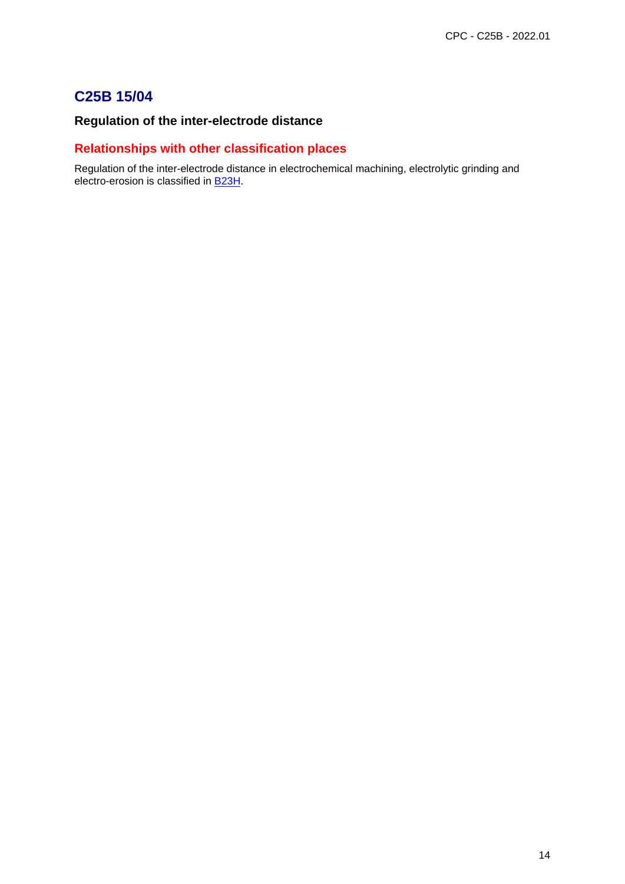## C25B 15/04

### Regulation of the inter-electrode distance

### Relationships with other classification places

Regulation of the inter-electrode distance in electrochemical machining, electrolytic grinding and electro-erosion is classified in B23H.